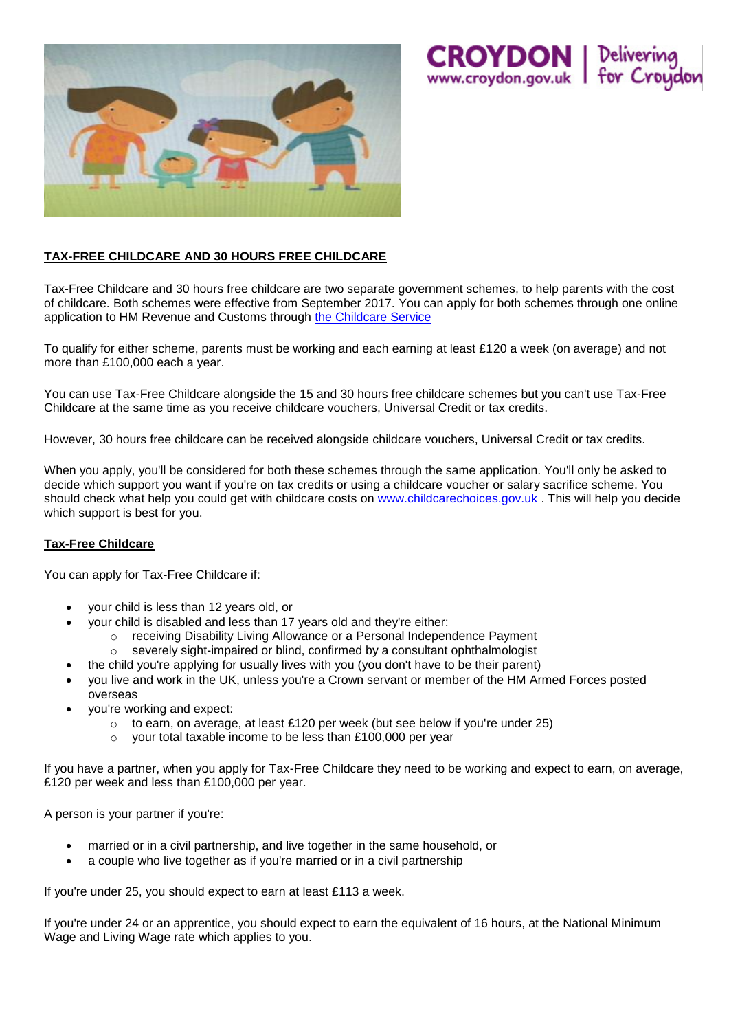## TAX-FREE CHILDCARE AND 30 HOURS FREE CHILDCARE

Tax-Free Childcare and 30 hours free childcare are two separate government schemes, to help parents with the cost of childcare. Both schemes were effective from September 2017. You can apply for both schemes through one online application to HM Revenue and Customs through [the Childcare Service]

To qualify for either scheme, parents must be working and each earning at least £120 a week (on average) and not more than £100,000 each a year.

You can use Tax-Free Childcare alongside the 15 and 30 hours free childcare schemes but you can't use Tax-Free Childcare at the same time as you receive childcare vouchers, Universal Credit or tax credits.

However, 30 hours free childcare can be received alongside childcare vouchers, Universal Credit or tax credits.

When you apply, you'll be considered for both these schemes through the same application. You'll only be asked to decide which support you want if you're on tax credits or using a childcare voucher or salary sacrifice scheme. You should check what help you could get with childcare costs on www.childcarechoices.gov.uk . This will help you decide which support is best for you.

### Tax-Free Childcare

You can apply for Tax-Free Childcare if:

- your child is less than 12 years old, or
- your child is disabled and less than 17 years old and they're either:
  - receiving Disability Living Allowance or a Personal Independence Payment
  - severely sight-impaired or blind, confirmed by a consultant ophthalmologist
- the child you're applying for usually lives with you (you don't have to be their parent)
- you live and work in the UK, unless you're a Crown servant or member of the HM Armed Forces posted overseas
- you're working and expect:
  - to earn, on average, at least £120 per week (but see below if you're under 25)
  - your total taxable income to be less than £100,000 per year

If you have a partner, when you apply for Tax-Free Childcare they need to be working and expect to earn, on average, £120 per week and less than £100,000 per year.

A person is your partner if you're:

- married or in a civil partnership, and live together in the same household, or
- a couple who live together as if you're married or in a civil partnership

If you're under 25, you should expect to earn at least £113 a week.

If you're under 24 or an apprentice, you should expect to earn the equivalent of 16 hours, at the National Minimum Wage and Living Wage rate which applies to you.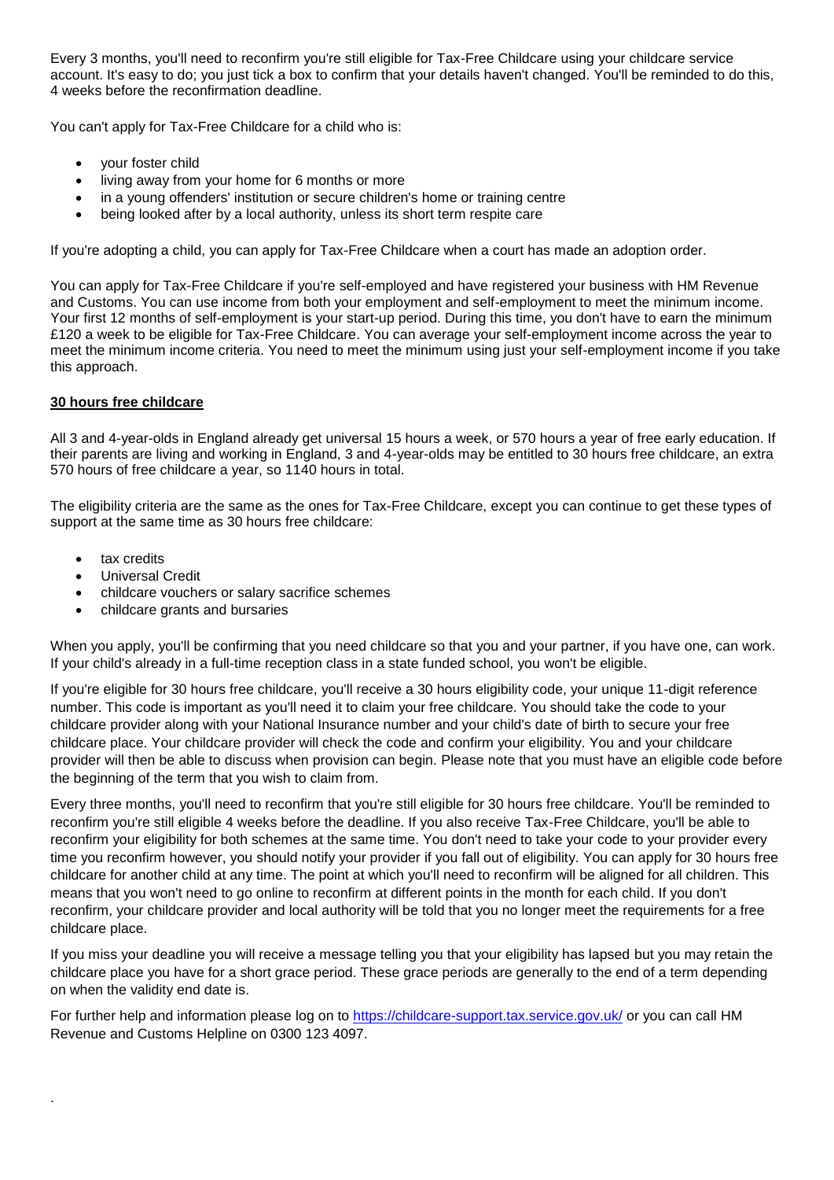Every 3 months, you'll need to reconfirm you're still eligible for Tax-Free Childcare using your childcare service account. It's easy to do; you just tick a box to confirm that your details haven't changed. You'll be reminded to do this, 4 weeks before the reconfirmation deadline.

You can't apply for Tax-Free Childcare for a child who is:

- your foster child
- living away from your home for 6 months or more
- in a young offenders' institution or secure children's home or training centre
- being looked after by a local authority, unless its short term respite care

If you're adopting a child, you can apply for Tax-Free Childcare when a court has made an adoption order.

You can apply for Tax-Free Childcare if you're self-employed and have registered your business with HM Revenue and Customs. You can use income from both your employment and self-employment to meet the minimum income. Your first 12 months of self-employment is your start-up period. During this time, you don't have to earn the minimum £120 a week to be eligible for Tax-Free Childcare. You can average your self-employment income across the year to meet the minimum income criteria. You need to meet the minimum using just your self-employment income if you take this approach.

## 30 hours free childcare

All 3 and 4-year-olds in England already get universal 15 hours a week, or 570 hours a year of free early education. If their parents are living and working in England, 3 and 4-year-olds may be entitled to 30 hours free childcare, an extra 570 hours of free childcare a year, so 1140 hours in total.

The eligibility criteria are the same as the ones for Tax-Free Childcare, except you can continue to get these types of support at the same time as 30 hours free childcare:

- tax credits
- Universal Credit
- childcare vouchers or salary sacrifice schemes
- childcare grants and bursaries

When you apply, you'll be confirming that you need childcare so that you and your partner, if you have one, can work. If your child's already in a full-time reception class in a state funded school, you won't be eligible.

If you're eligible for 30 hours free childcare, you'll receive a 30 hours eligibility code, your unique 11-digit reference number. This code is important as you'll need it to claim your free childcare. You should take the code to your childcare provider along with your National Insurance number and your child's date of birth to secure your free childcare place. Your childcare provider will check the code and confirm your eligibility. You and your childcare provider will then be able to discuss when provision can begin. Please note that you must have an eligible code before the beginning of the term that you wish to claim from.

Every three months, you'll need to reconfirm that you're still eligible for 30 hours free childcare. You'll be reminded to reconfirm you're still eligible 4 weeks before the deadline. If you also receive Tax-Free Childcare, you'll be able to reconfirm your eligibility for both schemes at the same time. You don't need to take your code to your provider every time you reconfirm however, you should notify your provider if you fall out of eligibility. You can apply for 30 hours free childcare for another child at any time. The point at which you'll need to reconfirm will be aligned for all children. This means that you won't need to go online to reconfirm at different points in the month for each child. If you don't reconfirm, your childcare provider and local authority will be told that you no longer meet the requirements for a free childcare place.

If you miss your deadline you will receive a message telling you that your eligibility has lapsed but you may retain the childcare place you have for a short grace period. These grace periods are generally to the end of a term depending on when the validity end date is.

For further help and information please log on to https://childcare-support.tax.service.gov.uk/ or you can call HM Revenue and Customs Helpline on 0300 123 4097.